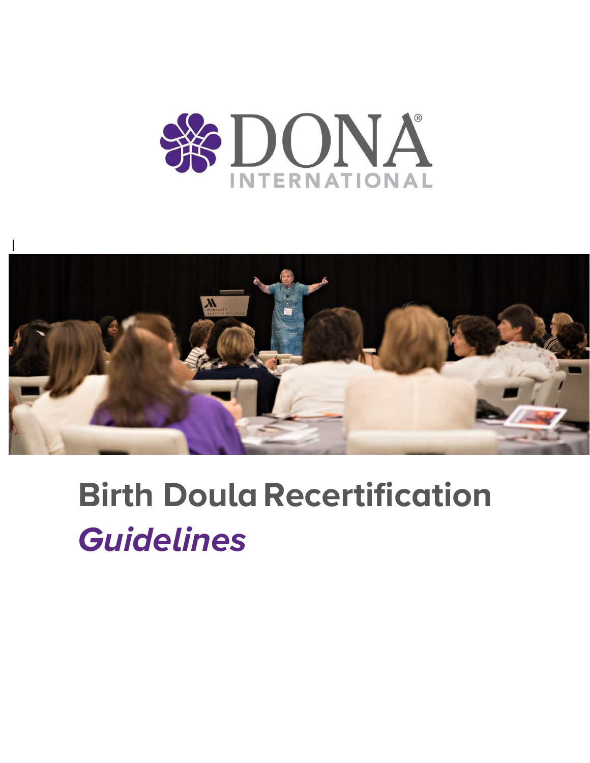DONA INTERNATIONAL

# Birth Doula Recertification

## *Guidelines*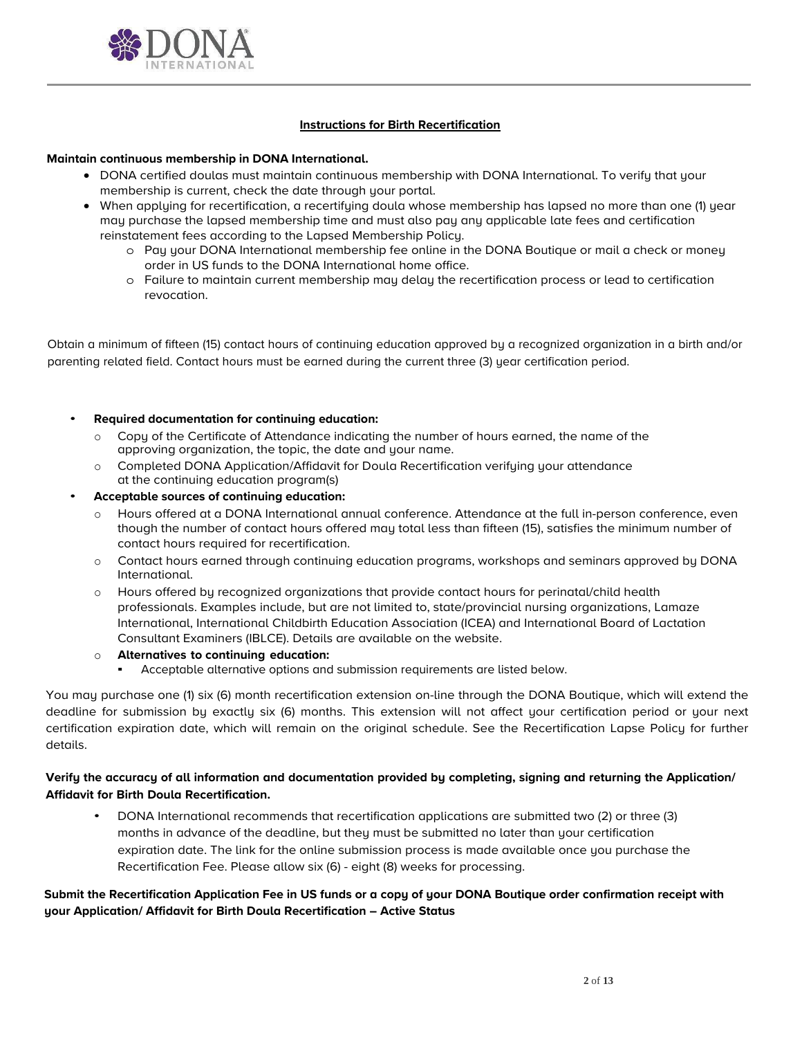## Instructions for Birth Recertification

**Maintain continuous membership in DONA International.**

- DONA certified doulas must maintain continuous membership with DONA International. To verify that your membership is current, check the date through your portal.
- When applying for recertification, a recertifying doula whose membership has lapsed no more than one (1) year may purchase the lapsed membership time and must also pay any applicable late fees and certification reinstatement fees according to the Lapsed Membership Policy.
  - Pay your DONA International membership fee online in the DONA Boutique or mail a check or money order in US funds to the DONA International home office.
  - Failure to maintain current membership may delay the recertification process or lead to certification revocation.

Obtain a minimum of fifteen (15) contact hours of continuing education approved by a recognized organization in a birth and/or parenting related field. Contact hours must be earned during the current three (3) year certification period.

- **Required documentation for continuing education:**
  - Copy of the Certificate of Attendance indicating the number of hours earned, the name of the approving organization, the topic, the date and your name.
  - Completed DONA Application/Affidavit for Doula Recertification verifying your attendance at the continuing education program(s)
- **Acceptable sources of continuing education:**
  - Hours offered at a DONA International annual conference. Attendance at the full in-person conference, even though the number of contact hours offered may total less than fifteen (15), satisfies the minimum number of contact hours required for recertification.
  - Contact hours earned through continuing education programs, workshops and seminars approved by DONA International.
  - Hours offered by recognized organizations that provide contact hours for perinatal/child health professionals. Examples include, but are not limited to, state/provincial nursing organizations, Lamaze International, International Childbirth Education Association (ICEA) and International Board of Lactation Consultant Examiners (IBLCE). Details are available on the website.
  - **Alternatives to continuing education:**
    - Acceptable alternative options and submission requirements are listed below.

You may purchase one (1) six (6) month recertification extension on-line through the DONA Boutique, which will extend the deadline for submission by exactly six (6) months. This extension will not affect your certification period or your next certification expiration date, which will remain on the original schedule. See the Recertification Lapse Policy for further details.

**Verify the accuracy of all information and documentation provided by completing, signing and returning the Application/ Affidavit for Birth Doula Recertification.**

- DONA International recommends that recertification applications are submitted two (2) or three (3) months in advance of the deadline, but they must be submitted no later than your certification expiration date. The link for the online submission process is made available once you purchase the Recertification Fee. Please allow six (6) - eight (8) weeks for processing.

**Submit the Recertification Application Fee in US funds or a copy of your DONA Boutique order confirmation receipt with your Application/ Affidavit for Birth Doula Recertification – Active Status**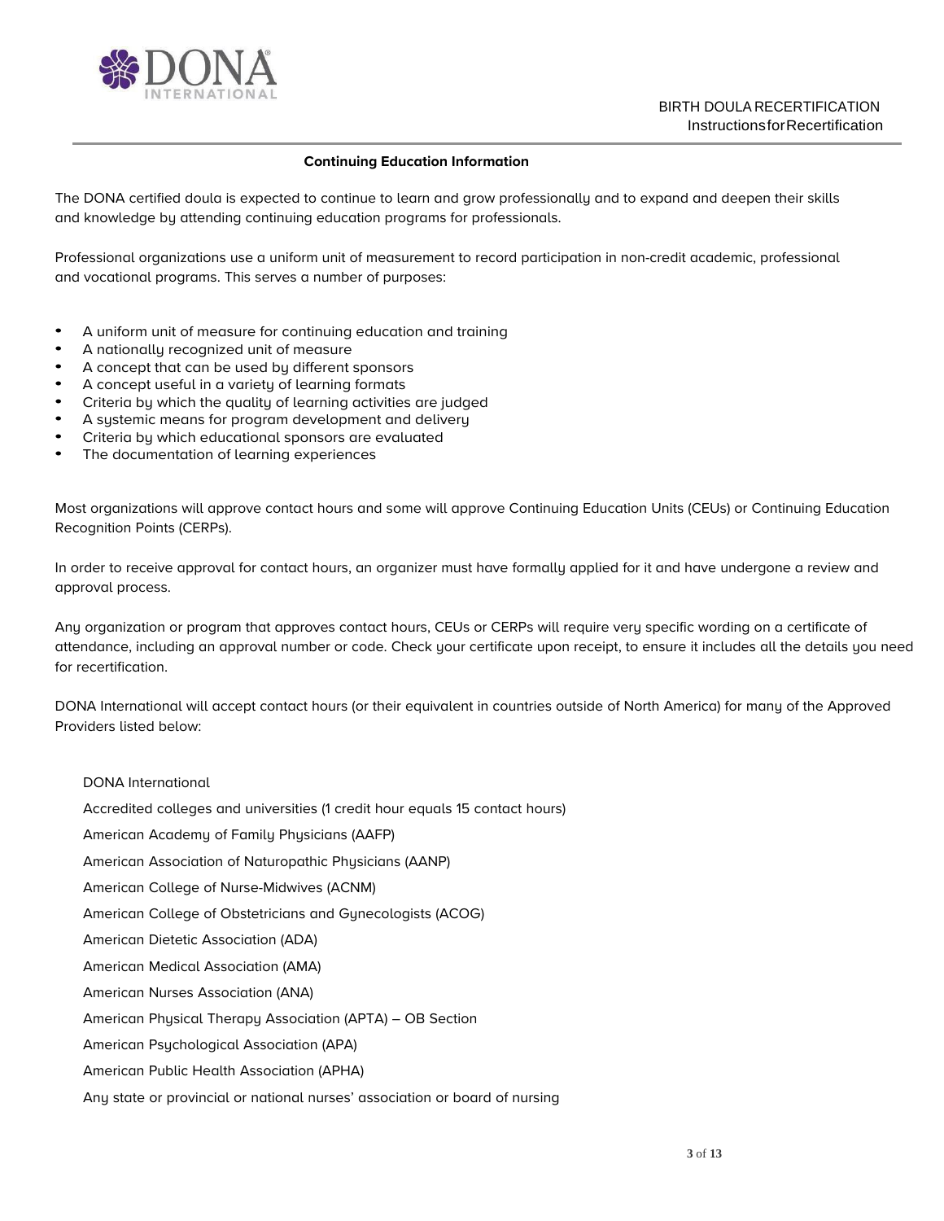## Continuing Education Information

The DONA certified doula is expected to continue to learn and grow professionally and to expand and deepen their skills and knowledge by attending continuing education programs for professionals.

Professional organizations use a uniform unit of measurement to record participation in non-credit academic, professional and vocational programs. This serves a number of purposes:

- A uniform unit of measure for continuing education and training
- A nationally recognized unit of measure
- A concept that can be used by different sponsors
- A concept useful in a variety of learning formats
- Criteria by which the quality of learning activities are judged
- A systemic means for program development and delivery
- Criteria by which educational sponsors are evaluated
- The documentation of learning experiences

Most organizations will approve contact hours and some will approve Continuing Education Units (CEUs) or Continuing Education Recognition Points (CERPs).

In order to receive approval for contact hours, an organizer must have formally applied for it and have undergone a review and approval process.

Any organization or program that approves contact hours, CEUs or CERPs will require very specific wording on a certificate of attendance, including an approval number or code. Check your certificate upon receipt, to ensure it includes all the details you need for recertification.

DONA International will accept contact hours (or their equivalent in countries outside of North America) for many of the Approved Providers listed below:

DONA International

Accredited colleges and universities (1 credit hour equals 15 contact hours)

American Academy of Family Physicians (AAFP)

American Association of Naturopathic Physicians (AANP)

American College of Nurse-Midwives (ACNM)

American College of Obstetricians and Gynecologists (ACOG)

American Dietetic Association (ADA)

American Medical Association (AMA)

American Nurses Association (ANA)

American Physical Therapy Association (APTA) – OB Section

American Psychological Association (APA)

American Public Health Association (APHA)

Any state or provincial or national nurses' association or board of nursing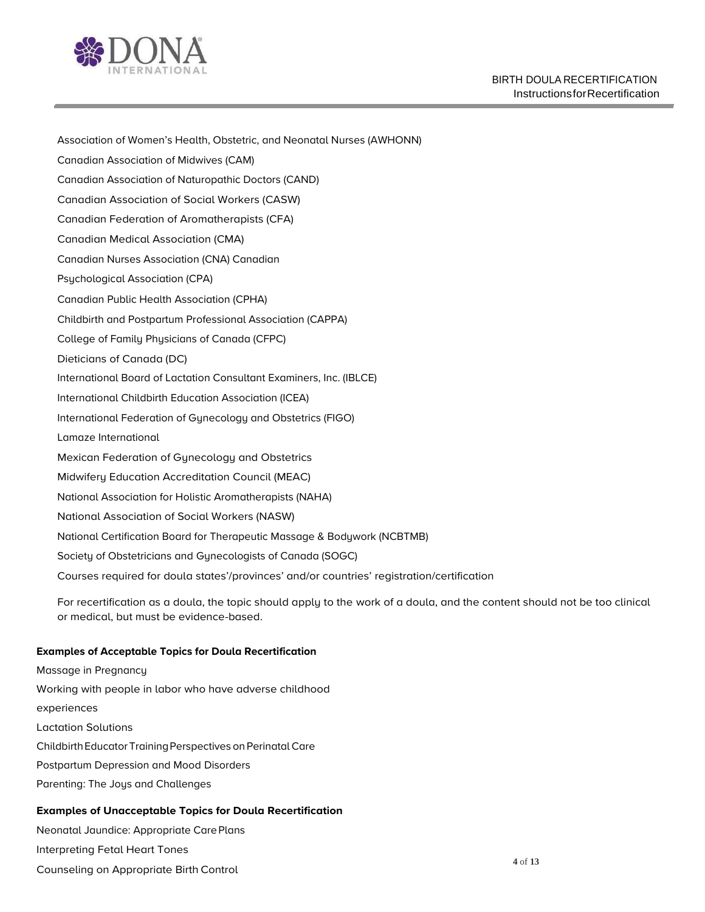Association of Women's Health, Obstetric, and Neonatal Nurses (AWHONN)

Canadian Association of Midwives (CAM)

Canadian Association of Naturopathic Doctors (CAND)

Canadian Association of Social Workers (CASW)

Canadian Federation of Aromatherapists (CFA)

Canadian Medical Association (CMA)

Canadian Nurses Association (CNA) Canadian

Psychological Association (CPA)

Canadian Public Health Association (CPHA)

Childbirth and Postpartum Professional Association (CAPPA)

College of Family Physicians of Canada (CFPC)

Dieticians of Canada (DC)

International Board of Lactation Consultant Examiners, Inc. (IBLCE)

International Childbirth Education Association (ICEA)

International Federation of Gynecology and Obstetrics (FIGO)

Lamaze International

Mexican Federation of Gynecology and Obstetrics

Midwifery Education Accreditation Council (MEAC)

National Association for Holistic Aromatherapists (NAHA)

National Association of Social Workers (NASW)

National Certification Board for Therapeutic Massage & Bodywork (NCBTMB)

Society of Obstetricians and Gynecologists of Canada (SOGC)

Courses required for doula states'/provinces' and/or countries' registration/certification

For recertification as a doula, the topic should apply to the work of a doula, and the content should not be too clinical or medical, but must be evidence-based.

**Examples of Acceptable Topics for Doula Recertification**

Massage in Pregnancy

Working with people in labor who have adverse childhood experiences

Lactation Solutions

Childbirth Educator Training Perspectives on Perinatal Care

Postpartum Depression and Mood Disorders

Parenting: The Joys and Challenges

**Examples of Unacceptable Topics for Doula Recertification**

Neonatal Jaundice: Appropriate Care Plans

Interpreting Fetal Heart Tones

Counseling on Appropriate Birth Control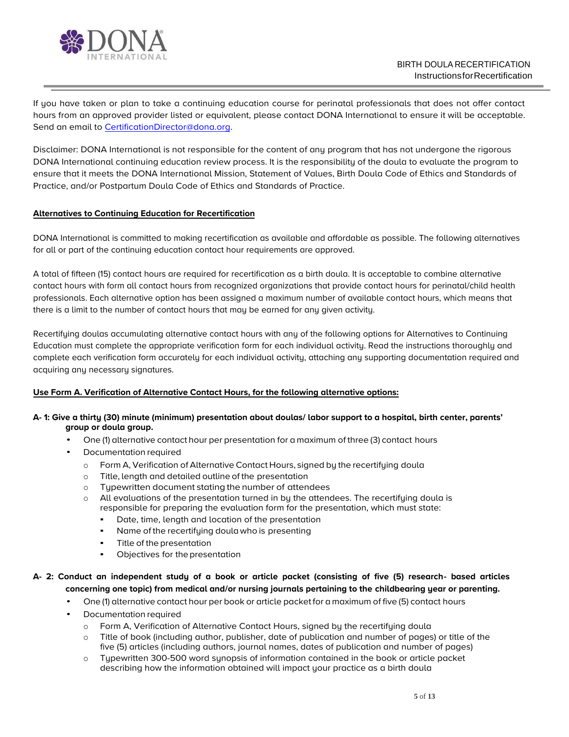If you have taken or plan to take a continuing education course for perinatal professionals that does not offer contact hours from an approved provider listed or equivalent, please contact DONA International to ensure it will be acceptable. Send an email to CertificationDirector@dona.org.

Disclaimer: DONA International is not responsible for the content of any program that has not undergone the rigorous DONA International continuing education review process. It is the responsibility of the doula to evaluate the program to ensure that it meets the DONA International Mission, Statement of Values, Birth Doula Code of Ethics and Standards of Practice, and/or Postpartum Doula Code of Ethics and Standards of Practice.

## Alternatives to Continuing Education for Recertification

DONA International is committed to making recertification as available and affordable as possible. The following alternatives for all or part of the continuing education contact hour requirements are approved.

A total of fifteen (15) contact hours are required for recertification as a birth doula. It is acceptable to combine alternative contact hours with form all contact hours from recognized organizations that provide contact hours for perinatal/child health professionals. Each alternative option has been assigned a maximum number of available contact hours, which means that there is a limit to the number of contact hours that may be earned for any given activity.

Recertifying doulas accumulating alternative contact hours with any of the following options for Alternatives to Continuing Education must complete the appropriate verification form for each individual activity. Read the instructions thoroughly and complete each verification form accurately for each individual activity, attaching any supporting documentation required and acquiring any necessary signatures.

### Use Form A. Verification of Alternative Contact Hours, for the following alternative options:

**A- 1: Give a thirty (30) minute (minimum) presentation about doulas/ labor support to a hospital, birth center, parents' group or doula group.**

- One (1) alternative contact hour per presentation for a maximum of three (3) contact hours
- Documentation required
  - Form A, Verification of Alternative Contact Hours, signed by the recertifying doula
  - Title, length and detailed outline of the presentation
  - Typewritten document stating the number of attendees
  - All evaluations of the presentation turned in by the attendees. The recertifying doula is responsible for preparing the evaluation form for the presentation, which must state:
    - Date, time, length and location of the presentation
    - Name of the recertifying doula who is presenting
    - Title of the presentation
    - Objectives for the presentation

**A- 2: Conduct an independent study of a book or article packet (consisting of five (5) research- based articles concerning one topic) from medical and/or nursing journals pertaining to the childbearing year or parenting.**

- One (1) alternative contact hour per book or article packet for a maximum of five (5) contact hours
- Documentation required
  - Form A, Verification of Alternative Contact Hours, signed by the recertifying doula
  - Title of book (including author, publisher, date of publication and number of pages) or title of the five (5) articles (including authors, journal names, dates of publication and number of pages)
  - Typewritten 300-500 word synopsis of information contained in the book or article packet describing how the information obtained will impact your practice as a birth doula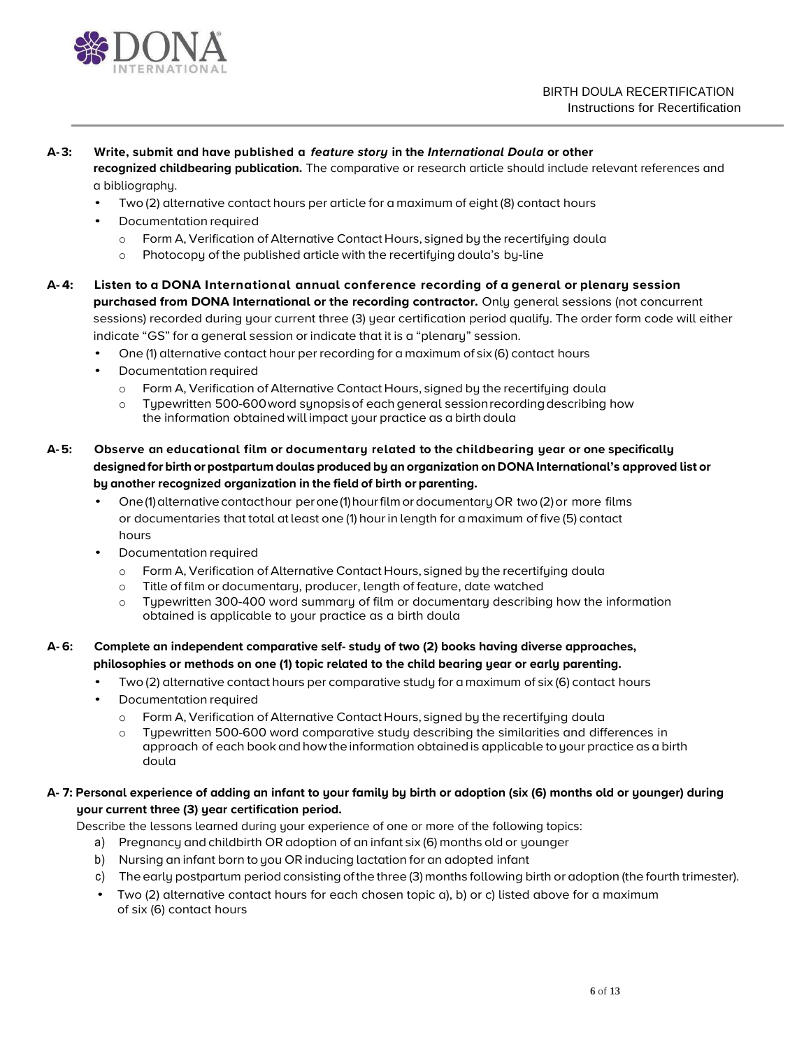**A-3: Write, submit and have published a *feature story* in the *International Doula* or other recognized childbearing publication.** The comparative or research article should include relevant references and a bibliography.

- Two (2) alternative contact hours per article for a maximum of eight (8) contact hours
- Documentation required
  - Form A, Verification of Alternative Contact Hours, signed by the recertifying doula
  - Photocopy of the published article with the recertifying doula's by-line

**A-4: Listen to a DONA International annual conference recording of a general or plenary session purchased from DONA International or the recording contractor.** Only general sessions (not concurrent sessions) recorded during your current three (3) year certification period qualify. The order form code will either indicate "GS" for a general session or indicate that it is a "plenary" session.

- One (1) alternative contact hour per recording for a maximum of six (6) contact hours
- Documentation required
  - Form A, Verification of Alternative Contact Hours, signed by the recertifying doula
  - Typewritten 500-600 word synopsis of each general session recording describing how the information obtained will impact your practice as a birth doula

**A-5: Observe an educational film or documentary related to the childbearing year or one specifically designed for birth or postpartum doulas produced by an organization on DONA International's approved list or by another recognized organization in the field of birth or parenting.**

- One (1) alternative contact hour per one (1) hour film or documentary OR two (2) or more films or documentaries that total at least one (1) hour in length for a maximum of five (5) contact hours
- Documentation required
  - Form A, Verification of Alternative Contact Hours, signed by the recertifying doula
  - Title of film or documentary, producer, length of feature, date watched
  - Typewritten 300-400 word summary of film or documentary describing how the information obtained is applicable to your practice as a birth doula

**A-6: Complete an independent comparative self- study of two (2) books having diverse approaches, philosophies or methods on one (1) topic related to the child bearing year or early parenting.**

- Two (2) alternative contact hours per comparative study for a maximum of six (6) contact hours
- Documentation required
  - Form A, Verification of Alternative Contact Hours, signed by the recertifying doula
  - Typewritten 500-600 word comparative study describing the similarities and differences in approach of each book and how the information obtained is applicable to your practice as a birth doula

**A-7: Personal experience of adding an infant to your family by birth or adoption (six (6) months old or younger) during your current three (3) year certification period.**

Describe the lessons learned during your experience of one or more of the following topics:

a) Pregnancy and childbirth OR adoption of an infant six (6) months old or younger
b) Nursing an infant born to you OR inducing lactation for an adopted infant
c) The early postpartum period consisting of the three (3) months following birth or adoption (the fourth trimester).

- Two (2) alternative contact hours for each chosen topic a), b) or c) listed above for a maximum of six (6) contact hours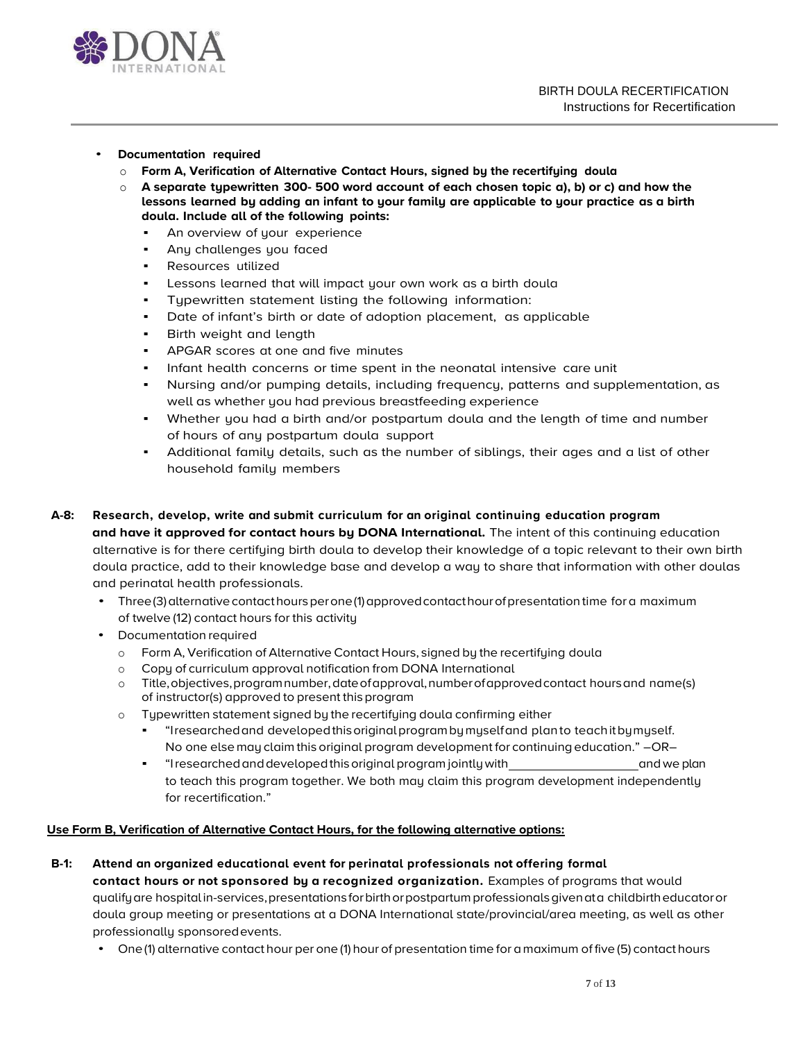- **Documentation required**
  - **Form A, Verification of Alternative Contact Hours, signed by the recertifying doula**
  - **A separate typewritten 300- 500 word account of each chosen topic a), b) or c) and how the lessons learned by adding an infant to your family are applicable to your practice as a birth doula. Include all of the following points:**
    - An overview of your experience
    - Any challenges you faced
    - Resources utilized
    - Lessons learned that will impact your own work as a birth doula
    - Typewritten statement listing the following information:
    - Date of infant's birth or date of adoption placement, as applicable
    - Birth weight and length
    - APGAR scores at one and five minutes
    - Infant health concerns or time spent in the neonatal intensive care unit
    - Nursing and/or pumping details, including frequency, patterns and supplementation, as well as whether you had previous breastfeeding experience
    - Whether you had a birth and/or postpartum doula and the length of time and number of hours of any postpartum doula support
    - Additional family details, such as the number of siblings, their ages and a list of other household family members

**A-8: Research, develop, write and submit curriculum for an original continuing education program and have it approved for contact hours by DONA International.** The intent of this continuing education alternative is for there certifying birth doula to develop their knowledge of a topic relevant to their own birth doula practice, add to their knowledge base and develop a way to share that information with other doulas and perinatal health professionals.

- Three (3) alternative contact hours per one (1) approved contact hour of presentation time for a maximum of twelve (12) contact hours for this activity
- Documentation required
  - Form A, Verification of Alternative Contact Hours, signed by the recertifying doula
  - Copy of curriculum approval notification from DONA International
  - Title, objectives, program number, date of approval, number of approved contact hours and name(s) of instructor(s) approved to present this program
  - Typewritten statement signed by the recertifying doula confirming either
    - "I researched and developed this original program by myself and plan to teach it by myself. No one else may claim this original program development for continuing education." –OR–
    - "I researched and developed this original program jointly with ____________________ and we plan to teach this program together. We both may claim this program development independently for recertification."

**Use Form B, Verification of Alternative Contact Hours, for the following alternative options:**

**B-1: Attend an organized educational event for perinatal professionals not offering formal contact hours or not sponsored by a recognized organization.** Examples of programs that would qualify are hospital in-services, presentations for birth or postpartum professionals given at a childbirth educator or doula group meeting or presentations at a DONA International state/provincial/area meeting, as well as other professionally sponsored events.

- One (1) alternative contact hour per one (1) hour of presentation time for a maximum of five (5) contact hours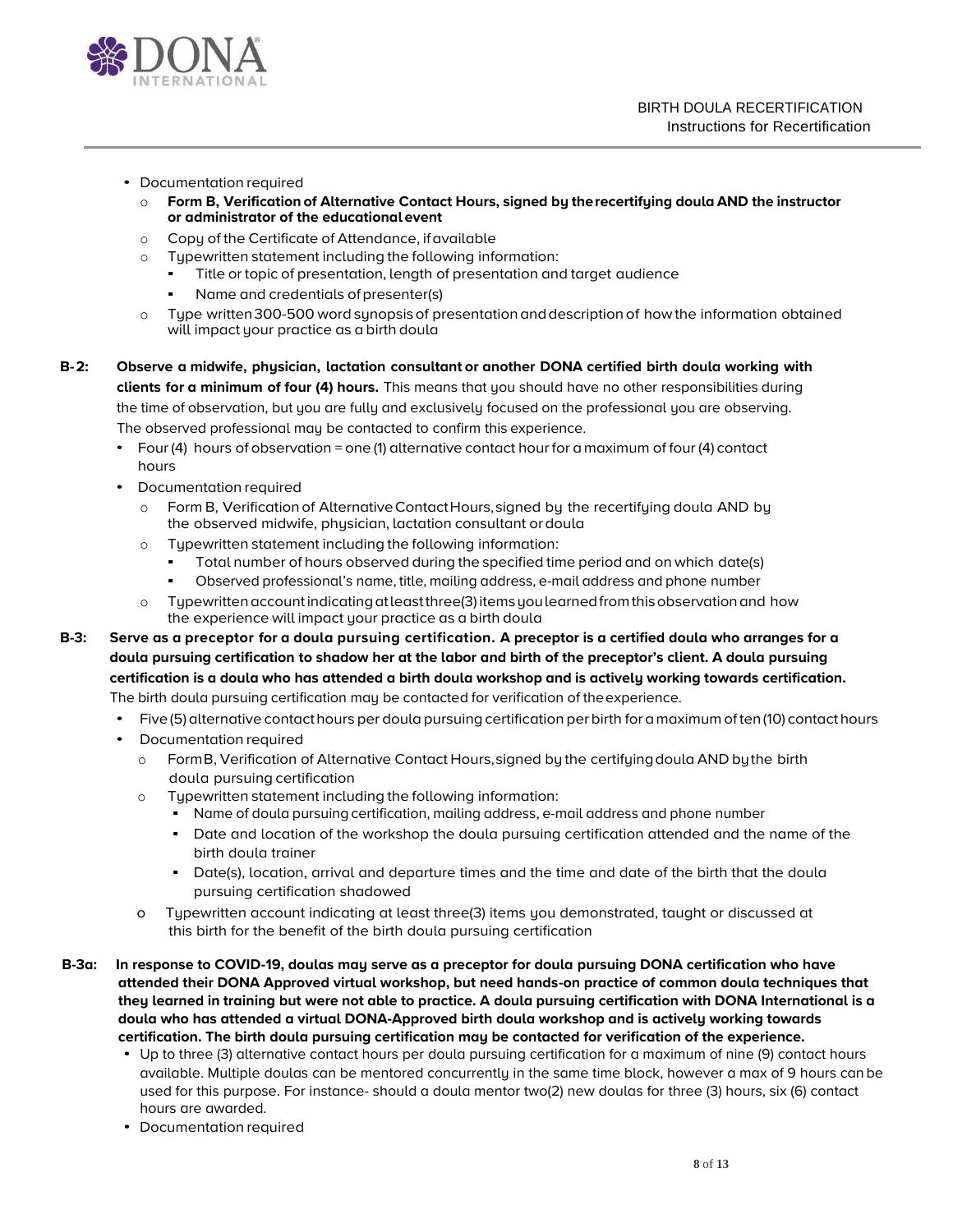- Documentation required
  - **Form B, Verification of Alternative Contact Hours, signed by the recertifying doula AND the instructor or administrator of the educational event**
  - Copy of the Certificate of Attendance, if available
  - Typewritten statement including the following information:
    - Title or topic of presentation, length of presentation and target audience
    - Name and credentials of presenter(s)
  - Type written 300-500 word synopsis of presentation and description of how the information obtained will impact your practice as a birth doula

**B-2: Observe a midwife, physician, lactation consultant or another DONA certified birth doula working with clients for a minimum of four (4) hours.** This means that you should have no other responsibilities during the time of observation, but you are fully and exclusively focused on the professional you are observing. The observed professional may be contacted to confirm this experience.

- Four (4) hours of observation = one (1) alternative contact hour for a maximum of four (4) contact hours
- Documentation required
  - Form B, Verification of Alternative Contact Hours, signed by the recertifying doula AND by the observed midwife, physician, lactation consultant or doula
  - Typewritten statement including the following information:
    - Total number of hours observed during the specified time period and on which date(s)
    - Observed professional's name, title, mailing address, e-mail address and phone number
  - Typewritten account indicating at least three(3) items you learned from this observation and how the experience will impact your practice as a birth doula

**B-3: Serve as a preceptor for a doula pursuing certification. A preceptor is a certified doula who arranges for a doula pursuing certification to shadow her at the labor and birth of the preceptor's client. A doula pursuing certification is a doula who has attended a birth doula workshop and is actively working towards certification.** The birth doula pursuing certification may be contacted for verification of the experience.

- Five (5) alternative contact hours per doula pursuing certification per birth for a maximum of ten (10) contact hours
- Documentation required
  - Form B, Verification of Alternative Contact Hours, signed by the certifying doula AND by the birth doula pursuing certification
  - Typewritten statement including the following information:
    - Name of doula pursuing certification, mailing address, e-mail address and phone number
    - Date and location of the workshop the doula pursuing certification attended and the name of the birth doula trainer
    - Date(s), location, arrival and departure times and the time and date of the birth that the doula pursuing certification shadowed
  - Typewritten account indicating at least three(3) items you demonstrated, taught or discussed at this birth for the benefit of the birth doula pursuing certification

**B-3a: In response to COVID-19, doulas may serve as a preceptor for doula pursuing DONA certification who have attended their DONA Approved virtual workshop, but need hands-on practice of common doula techniques that they learned in training but were not able to practice. A doula pursuing certification with DONA International is a doula who has attended a virtual DONA-Approved birth doula workshop and is actively working towards certification. The birth doula pursuing certification may be contacted for verification of the experience.**

- Up to three (3) alternative contact hours per doula pursuing certification for a maximum of nine (9) contact hours available. Multiple doulas can be mentored concurrently in the same time block, however a max of 9 hours can be used for this purpose. For instance- should a doula mentor two(2) new doulas for three (3) hours, six (6) contact hours are awarded.
- Documentation required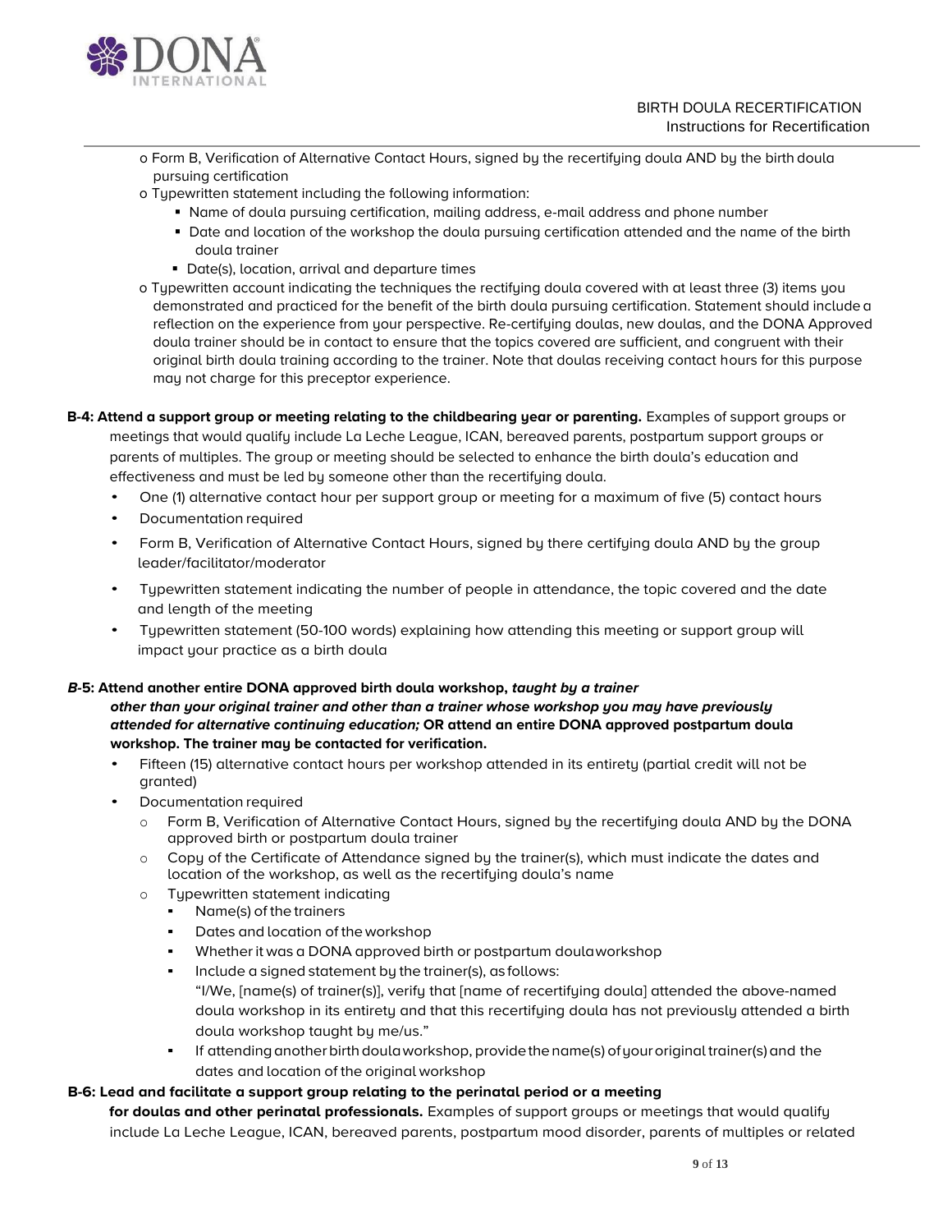- Form B, Verification of Alternative Contact Hours, signed by the recertifying doula AND by the birth doula pursuing certification
- Typewritten statement including the following information:
  - Name of doula pursuing certification, mailing address, e-mail address and phone number
  - Date and location of the workshop the doula pursuing certification attended and the name of the birth doula trainer
  - Date(s), location, arrival and departure times
- Typewritten account indicating the techniques the rectifying doula covered with at least three (3) items you demonstrated and practiced for the benefit of the birth doula pursuing certification. Statement should include a reflection on the experience from your perspective. Re-certifying doulas, new doulas, and the DONA Approved doula trainer should be in contact to ensure that the topics covered are sufficient, and congruent with their original birth doula training according to the trainer. Note that doulas receiving contact hours for this purpose may not charge for this preceptor experience.

**B-4: Attend a support group or meeting relating to the childbearing year or parenting.** Examples of support groups or meetings that would qualify include La Leche League, ICAN, bereaved parents, postpartum support groups or parents of multiples. The group or meeting should be selected to enhance the birth doula's education and effectiveness and must be led by someone other than the recertifying doula.

- One (1) alternative contact hour per support group or meeting for a maximum of five (5) contact hours
- Documentation required
- Form B, Verification of Alternative Contact Hours, signed by there certifying doula AND by the group leader/facilitator/moderator
- Typewritten statement indicating the number of people in attendance, the topic covered and the date and length of the meeting
- Typewritten statement (50-100 words) explaining how attending this meeting or support group will impact your practice as a birth doula

***B*-5: Attend another entire DONA approved birth doula workshop, *taught by a trainer other than your original trainer and other than a trainer whose workshop you may have previously attended for alternative continuing education;* OR attend an entire DONA approved postpartum doula workshop. The trainer may be contacted for verification.**

- Fifteen (15) alternative contact hours per workshop attended in its entirety (partial credit will not be granted)
- Documentation required
  - Form B, Verification of Alternative Contact Hours, signed by the recertifying doula AND by the DONA approved birth or postpartum doula trainer
  - Copy of the Certificate of Attendance signed by the trainer(s), which must indicate the dates and location of the workshop, as well as the recertifying doula's name
  - Typewritten statement indicating
    - Name(s) of the trainers
    - Dates and location of the workshop
    - Whether it was a DONA approved birth or postpartum doulaworkshop
    - Include a signed statement by the trainer(s), as follows: "I/We, [name(s) of trainer(s)], verify that [name of recertifying doula] attended the above-named doula workshop in its entirety and that this recertifying doula has not previously attended a birth doula workshop taught by me/us."
    - If attending another birth doula workshop, provide the name(s) of your original trainer(s) and the dates and location of the original workshop

**B-6: Lead and facilitate a support group relating to the perinatal period or a meeting for doulas and other perinatal professionals.** Examples of support groups or meetings that would qualify include La Leche League, ICAN, bereaved parents, postpartum mood disorder, parents of multiples or related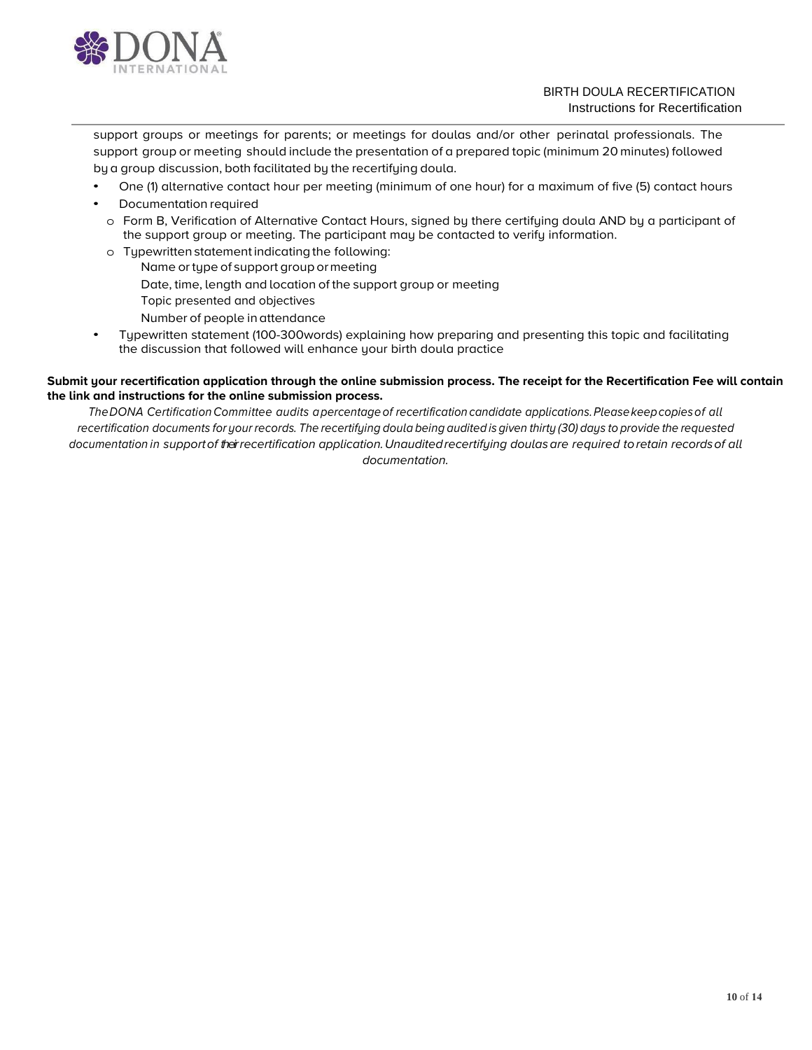support groups or meetings for parents; or meetings for doulas and/or other perinatal professionals. The support group or meeting should include the presentation of a prepared topic (minimum 20 minutes) followed by a group discussion, both facilitated by the recertifying doula.

- One (1) alternative contact hour per meeting (minimum of one hour) for a maximum of five (5) contact hours
- Documentation required
  - Form B, Verification of Alternative Contact Hours, signed by there certifying doula AND by a participant of the support group or meeting. The participant may be contacted to verify information.
  - Typewritten statement indicating the following:
    - Name or type of support group or meeting
    - Date, time, length and location of the support group or meeting
    - Topic presented and objectives
    - Number of people in attendance
- Typewritten statement (100-300words) explaining how preparing and presenting this topic and facilitating the discussion that followed will enhance your birth doula practice

**Submit your recertification application through the online submission process. The receipt for the Recertification Fee will contain the link and instructions for the online submission process.**

*The DONA Certification Committee audits a percentage of recertification candidate applications. Please keep copies of all recertification documents for your records. The recertifying doula being audited is given thirty (30) days to provide the requested documentation in support of their recertification application. Unaudited recertifying doulas are required to retain records of all documentation.*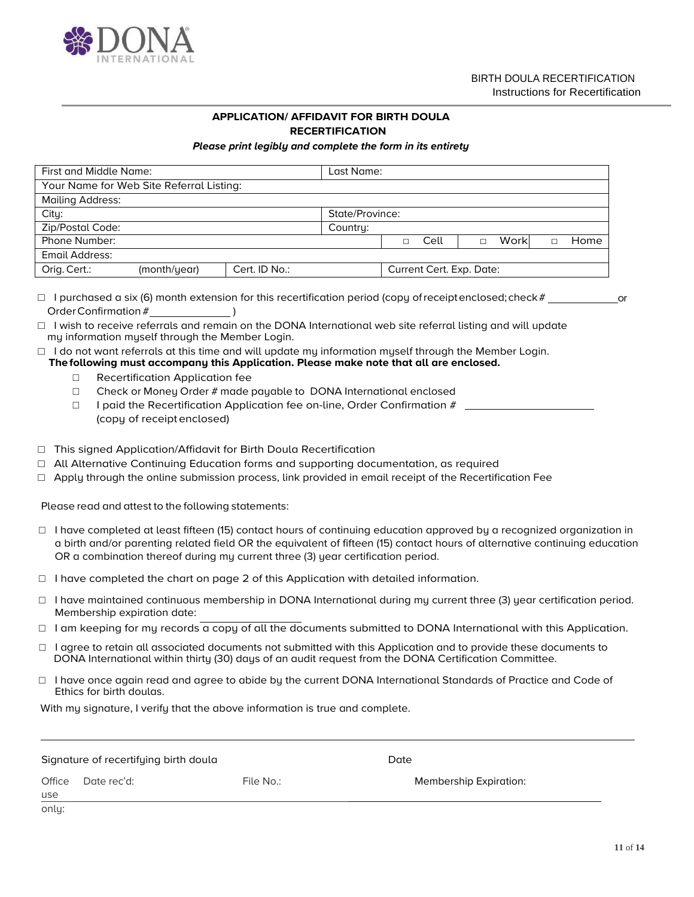BIRTH DOULA RECERTIFICATION
Instructions for Recertification

## APPLICATION/ AFFIDAVIT FOR BIRTH DOULA RECERTIFICATION

***Please print legibly and complete the form in its entirety***

| First and Middle Name: | | | Last Name: | | | |
|---|---|---|---|---|---|---|
| Your Name for Web Site Referral Listing: | | | | | | |
| Mailing Address: | | | | | | |
| City: | | | State/Province: | | | |
| Zip/Postal Code: | | | Country: | | | |
| Phone Number: | | | | □ Cell | □ Work | □ Home |
| Email Address: | | | | | | |
| Orig. Cert.: | (month/year) | Cert. ID No.: | | Current Cert. Exp. Date: | | |

□ I purchased a six (6) month extension for this recertification period (copy of receipt enclosed; check # ____________ or Order Confirmation # ______________ )

□ I wish to receive referrals and remain on the DONA International web site referral listing and will update my information myself through the Member Login.

□ I do not want referrals at this time and will update my information myself through the Member Login.

**The following must accompany this Application. Please make note that all are enclosed.**

- □ Recertification Application fee
- □ Check or Money Order # made payable to DONA International enclosed
- □ I paid the Recertification Application fee on-line, Order Confirmation # ______________________ (copy of receipt enclosed)

□ This signed Application/Affidavit for Birth Doula Recertification

□ All Alternative Continuing Education forms and supporting documentation, as required

□ Apply through the online submission process, link provided in email receipt of the Recertification Fee

Please read and attest to the following statements:

□ I have completed at least fifteen (15) contact hours of continuing education approved by a recognized organization in a birth and/or parenting related field OR the equivalent of fifteen (15) contact hours of alternative continuing education OR a combination thereof during my current three (3) year certification period.

□ I have completed the chart on page 2 of this Application with detailed information.

□ I have maintained continuous membership in DONA International during my current three (3) year certification period. Membership expiration date: ________________

□ I am keeping for my records a copy of all the documents submitted to DONA International with this Application.

□ I agree to retain all associated documents not submitted with this Application and to provide these documents to DONA International within thirty (30) days of an audit request from the DONA Certification Committee.

□ I have once again read and agree to abide by the current DONA International Standards of Practice and Code of Ethics for birth doulas.

With my signature, I verify that the above information is true and complete.

_______________________________________________________________________________

Signature of recertifying birth doula Date

| Office use only: | Date rec'd: | File No.: | Membership Expiration: |
|---|---|---|---|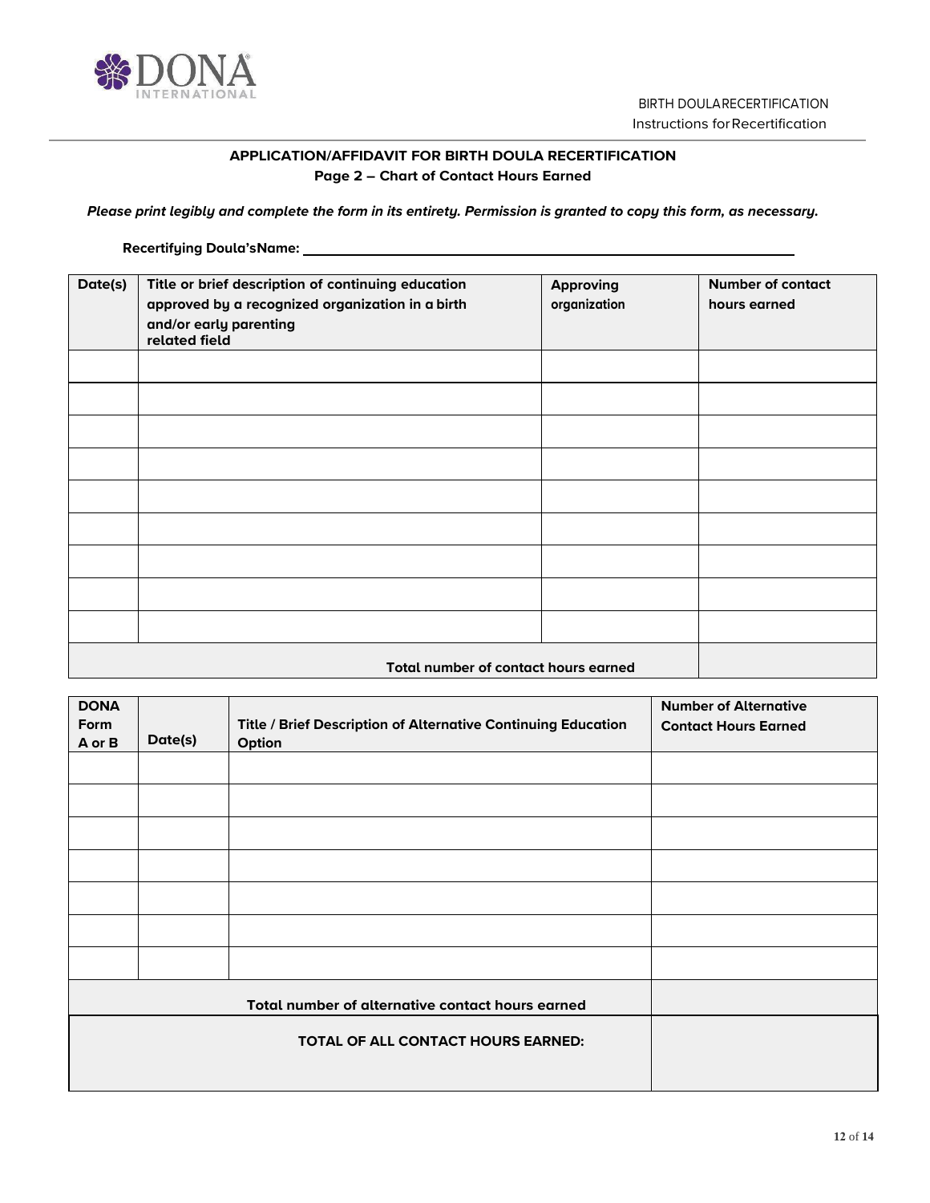## APPLICATION/AFFIDAVIT FOR BIRTH DOULA RECERTIFICATION
### Page 2 – Chart of Contact Hours Earned

***Please print legibly and complete the form in its entirety. Permission is granted to copy this form, as necessary.***

**Recertifying Doula'sName:** ____________________________________________

| Date(s) | Title or brief description of continuing education approved by a recognized organization in a birth and/or early parenting related field | Approving organization | Number of contact hours earned |
|---|---|---|---|
| | | | |
| | | | |
| | | | |
| | | | |
| | | | |
| | | | |
| | | | |
| | | | |
| | | | |
| **Total number of contact hours earned** | | | |

| DONA Form A or B | Date(s) | Title / Brief Description of Alternative Continuing Education Option | Number of Alternative Contact Hours Earned |
|---|---|---|---|
| | | | |
| | | | |
| | | | |
| | | | |
| | | | |
| | | | |
| | | | |
| **Total number of alternative contact hours earned** | | | |
| **TOTAL OF ALL CONTACT HOURS EARNED:** | | | |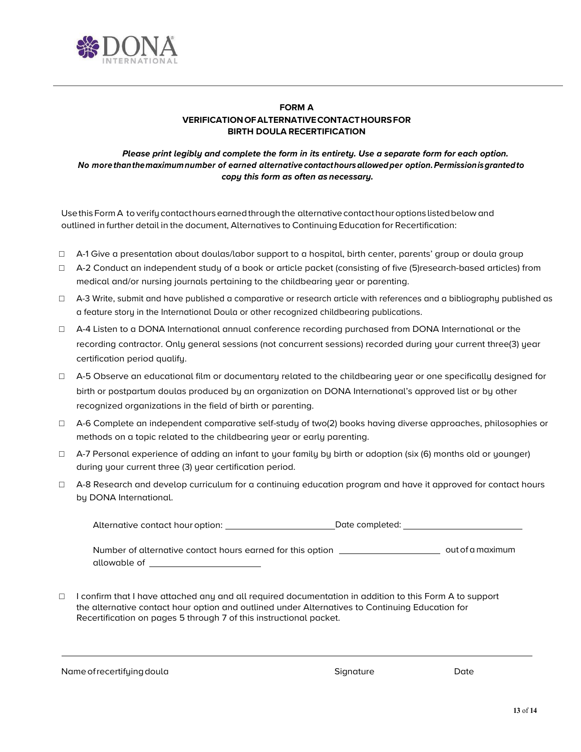DONA INTERNATIONAL

**FORM A**
**VERIFICATION OF ALTERNATIVE CONTACT HOURS FOR BIRTH DOULA RECERTIFICATION**

***Please print legibly and complete the form in its entirety. Use a separate form for each option. No more than the maximum number of earned alternative contact hours allowed per option. Permission is granted to copy this form as often as necessary.***

Use this Form A to verify contact hours earned through the alternative contact hour options listed below and outlined in further detail in the document, Alternatives to Continuing Education for Recertification:

- ☐ A-1 Give a presentation about doulas/labor support to a hospital, birth center, parents' group or doula group
- ☐ A-2 Conduct an independent study of a book or article packet (consisting of five (5)research-based articles) from medical and/or nursing journals pertaining to the childbearing year or parenting.
- ☐ A-3 Write, submit and have published a comparative or research article with references and a bibliography published as a feature story in the International Doula or other recognized childbearing publications.
- ☐ A-4 Listen to a DONA International annual conference recording purchased from DONA International or the recording contractor. Only general sessions (not concurrent sessions) recorded during your current three(3) year certification period qualify.
- ☐ A-5 Observe an educational film or documentary related to the childbearing year or one specifically designed for birth or postpartum doulas produced by an organization on DONA International's approved list or by other recognized organizations in the field of birth or parenting.
- ☐ A-6 Complete an independent comparative self-study of two(2) books having diverse approaches, philosophies or methods on a topic related to the childbearing year or early parenting.
- ☐ A-7 Personal experience of adding an infant to your family by birth or adoption (six (6) months old or younger) during your current three (3) year certification period.
- ☐ A-8 Research and develop curriculum for a continuing education program and have it approved for contact hours by DONA International.

Alternative contact hour option: ______________________ Date completed: ______________________

Number of alternative contact hours earned for this option ____________________ out of a maximum allowable of ______________________

☐ I confirm that I have attached any and all required documentation in addition to this Form A to support the alternative contact hour option and outlined under Alternatives to Continuing Education for Recertification on pages 5 through 7 of this instructional packet.

______________________________________________________________________________

Name of recertifying doula                                        Signature                    Date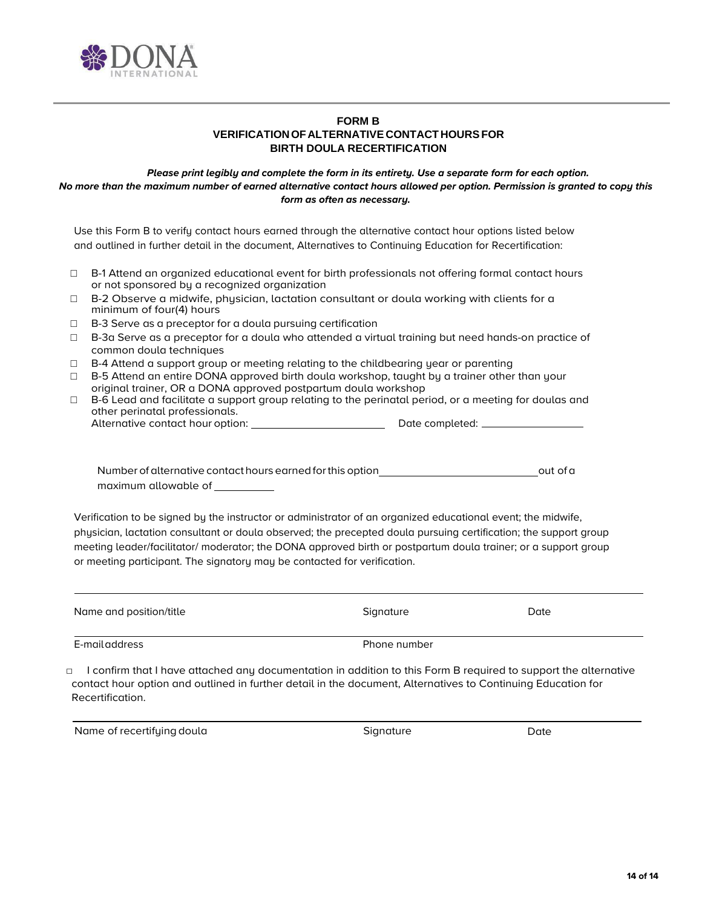DONA INTERNATIONAL

## FORM B
## VERIFICATION OF ALTERNATIVE CONTACT HOURS FOR BIRTH DOULA RECERTIFICATION

***Please print legibly and complete the form in its entirety. Use a separate form for each option. No more than the maximum number of earned alternative contact hours allowed per option. Permission is granted to copy this form as often as necessary.***

Use this Form B to verify contact hours earned through the alternative contact hour options listed below and outlined in further detail in the document, Alternatives to Continuing Education for Recertification:

- ☐ B-1 Attend an organized educational event for birth professionals not offering formal contact hours or not sponsored by a recognized organization
- ☐ B-2 Observe a midwife, physician, lactation consultant or doula working with clients for a minimum of four(4) hours
- ☐ B-3 Serve as a preceptor for a doula pursuing certification
- ☐ B-3a Serve as a preceptor for a doula who attended a virtual training but need hands-on practice of common doula techniques
- ☐ B-4 Attend a support group or meeting relating to the childbearing year or parenting
- ☐ B-5 Attend an entire DONA approved birth doula workshop, taught by a trainer other than your original trainer, OR a DONA approved postpartum doula workshop
- ☐ B-6 Lead and facilitate a support group relating to the perinatal period, or a meeting for doulas and other perinatal professionals.

Alternative contact hour option: ______________________ Date completed: ________________

Number of alternative contact hours earned for this option __________________________ out of a maximum allowable of __________

Verification to be signed by the instructor or administrator of an organized educational event; the midwife, physician, lactation consultant or doula observed; the precepted doula pursuing certification; the support group meeting leader/facilitator/ moderator; the DONA approved birth or postpartum doula trainer; or a support group or meeting participant. The signatory may be contacted for verification.

______________________________________________________________________

Name and position/title &emsp;&emsp;&emsp;&emsp; Signature &emsp;&emsp;&emsp;&emsp; Date

______________________________________________________________________

E-mail address &emsp;&emsp;&emsp;&emsp; Phone number

☐ I confirm that I have attached any documentation in addition to this Form B required to support the alternative contact hour option and outlined in further detail in the document, Alternatives to Continuing Education for Recertification.

______________________________________________________________________

Name of recertifying doula &emsp;&emsp;&emsp;&emsp; Signature &emsp;&emsp;&emsp;&emsp; Date